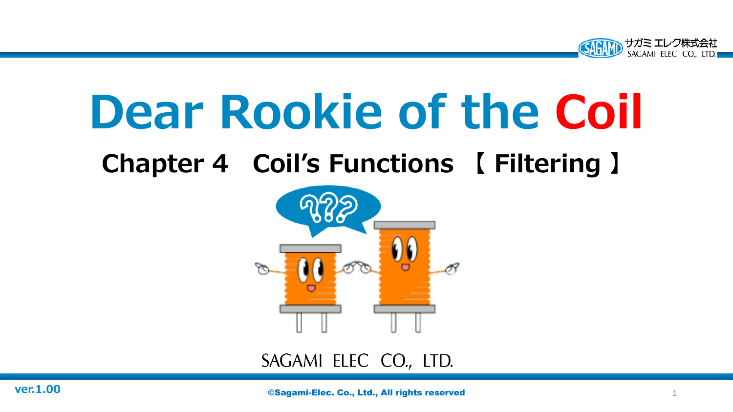# Dear Rookie of the Coil

## Chapter 4　Coil’s Functions 【 Filtering 】

SAGAMI ELEC CO., LTD.

ver.1.00

©Sagami-Elec. Co., Ltd., All rights reserved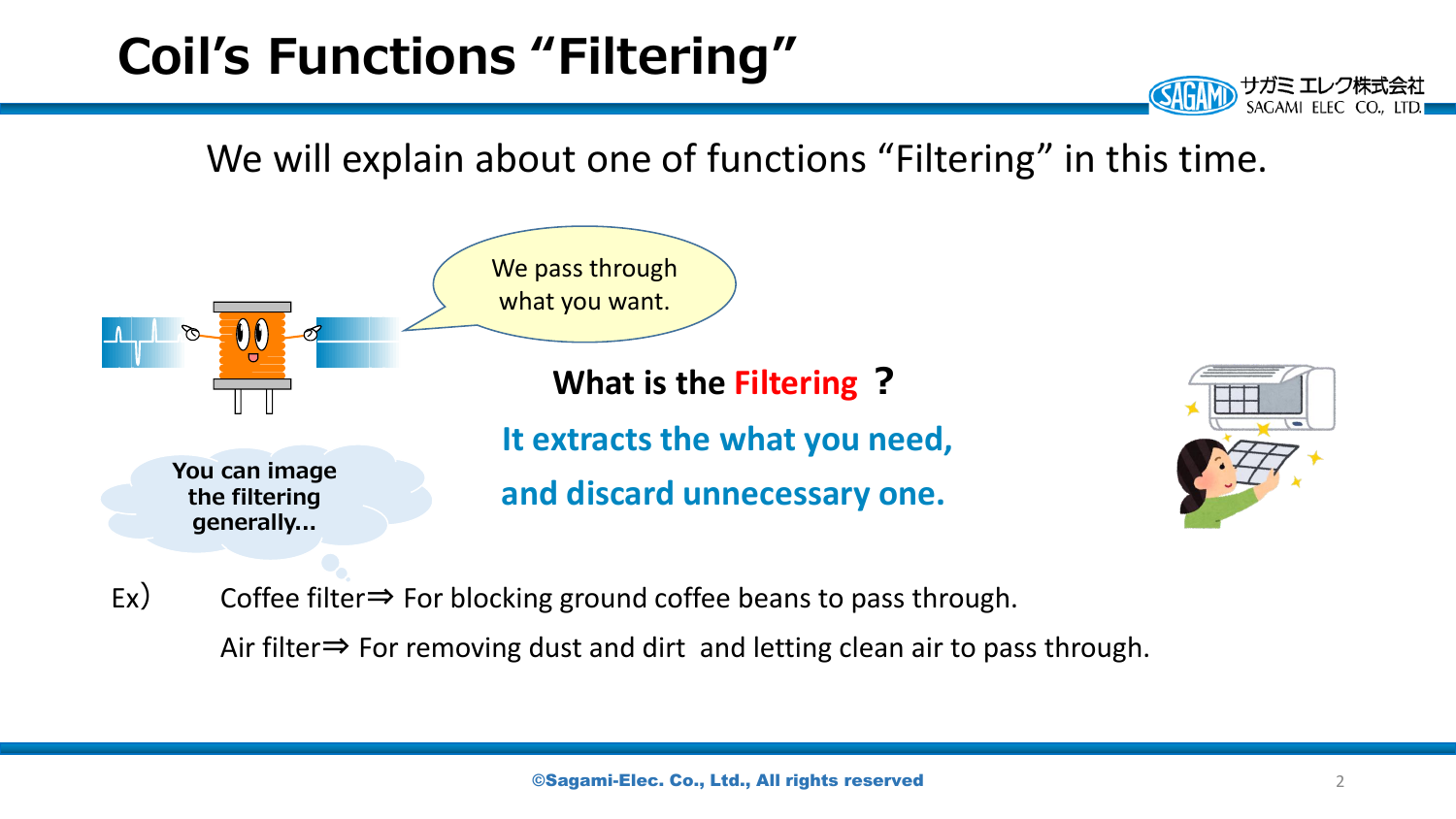# Coil's Functions "Filtering"

We will explain about one of functions "Filtering" in this time.

We pass through what you want.

You can image the filtering generally...

**What is the Filtering ?**

**It extracts the what you need,**

**and discard unnecessary one.**

Ex) Coffee filter⇒ For blocking ground coffee beans to pass through.

Air filter⇒ For removing dust and dirt and letting clean air to pass through.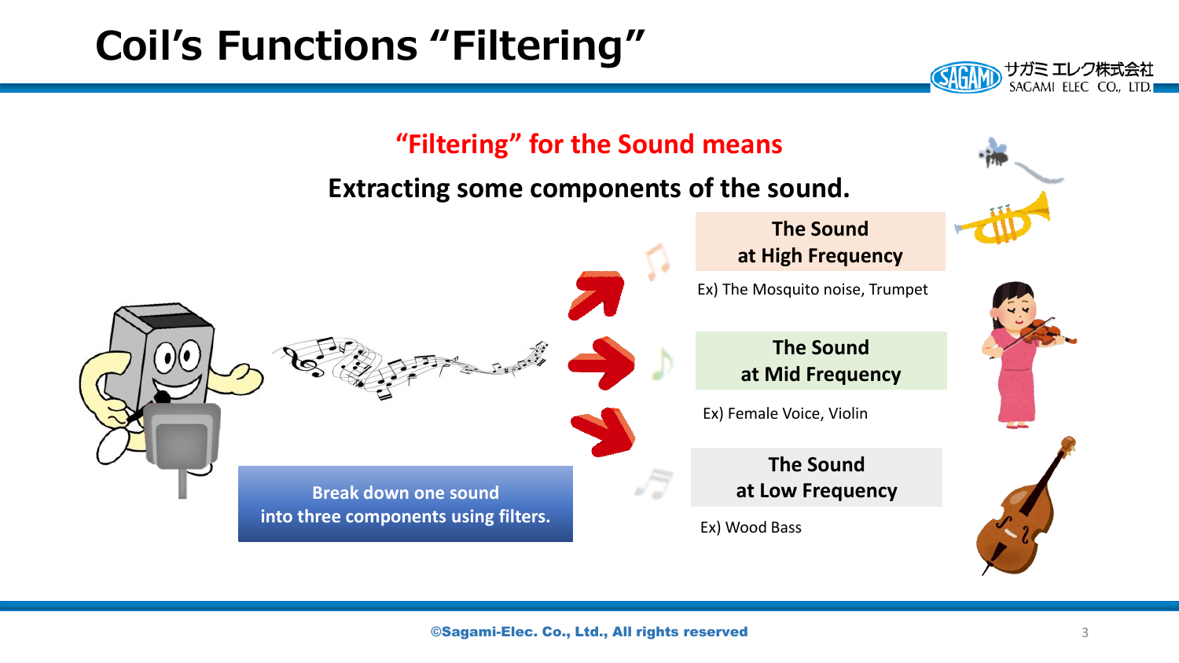# Coil's Functions "Filtering"

**"Filtering" for the Sound means**

**Extracting some components of the sound.**

**Break down one sound into three components using filters.**

**The Sound at High Frequency**

Ex) The Mosquito noise, Trumpet

**The Sound at Mid Frequency**

Ex) Female Voice, Violin

**The Sound at Low Frequency**

Ex) Wood Bass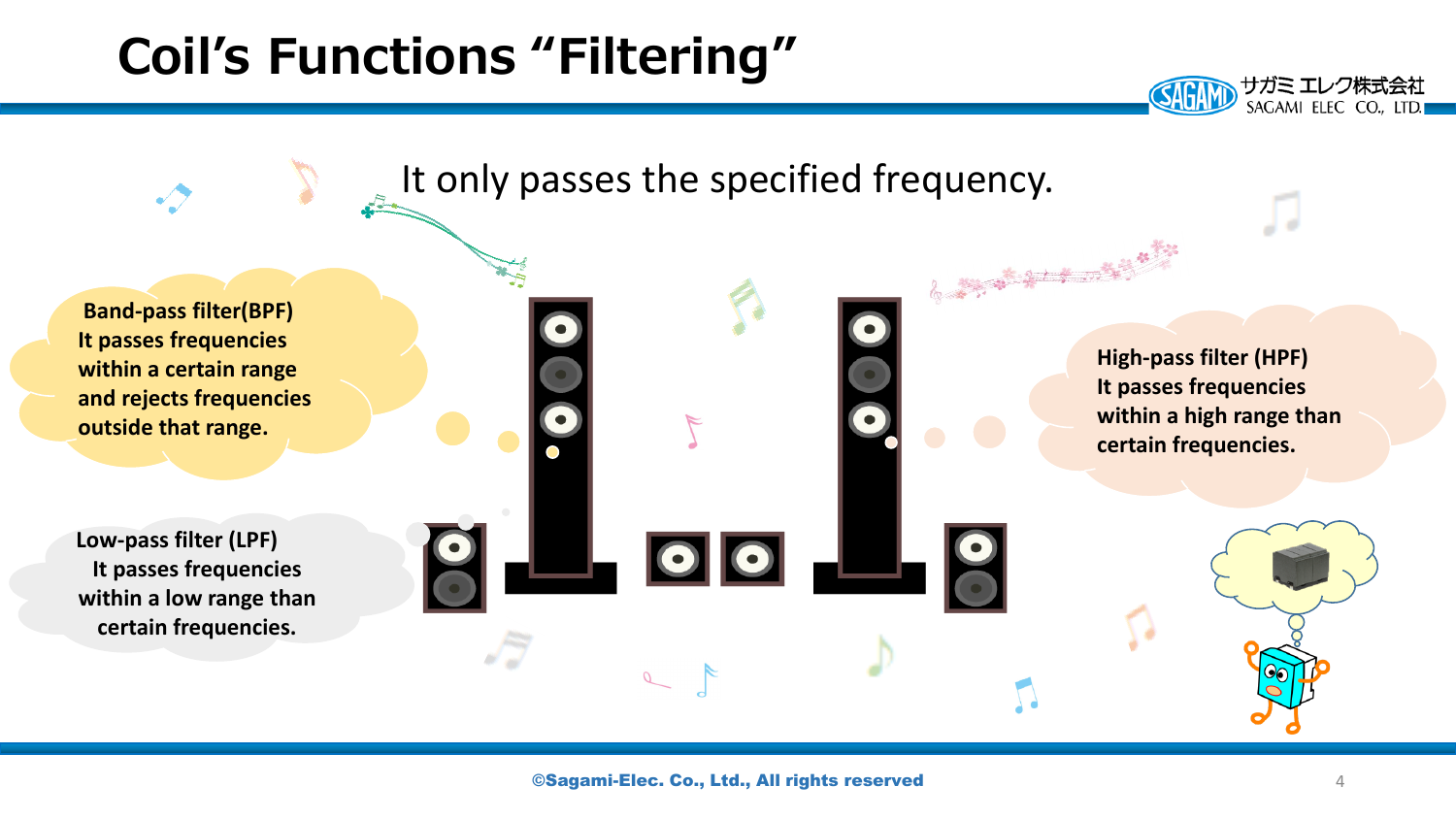# Coil's Functions "Filtering"

It only passes the specified frequency.

**Band-pass filter(BPF)**
**It passes frequencies within a certain range and rejects frequencies outside that range.**

**High-pass filter (HPF)**
**It passes frequencies within a high range than certain frequencies.**

**Low-pass filter (LPF)**
**It passes frequencies within a low range than certain frequencies.**

©Sagami-Elec. Co., Ltd., All rights reserved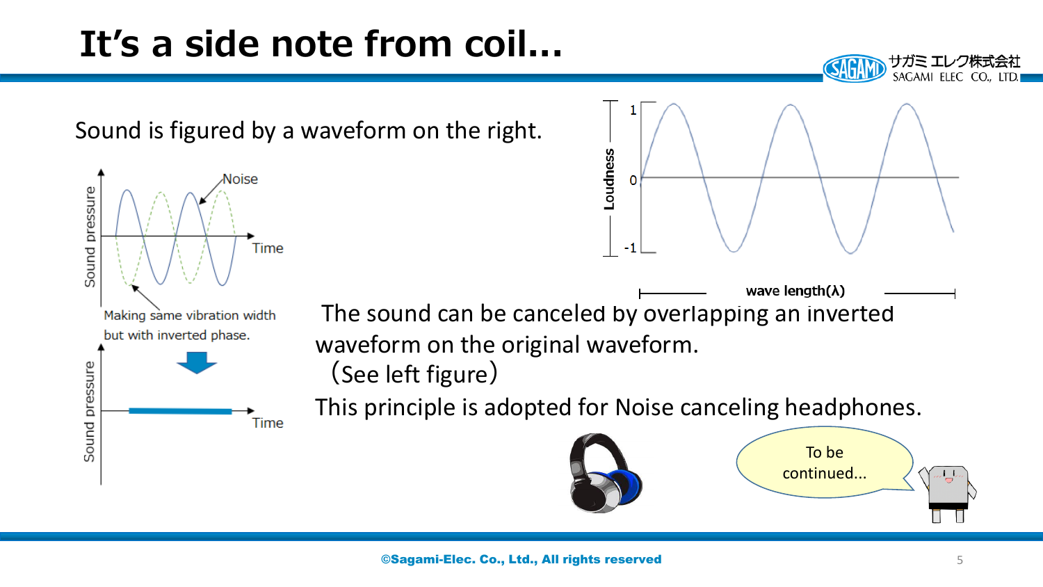# It's a side note from coil...

Sound is figured by a waveform on the right.

Loudness

1

0

-1

wave length(λ)

Sound pressure

Noise

Time

Making same vibration width but with inverted phase.

Sound pressure

Time

The sound can be canceled by overlapping an inverted waveform on the original waveform.
（See left figure）

This principle is adopted for Noise canceling headphones.

To be continued...